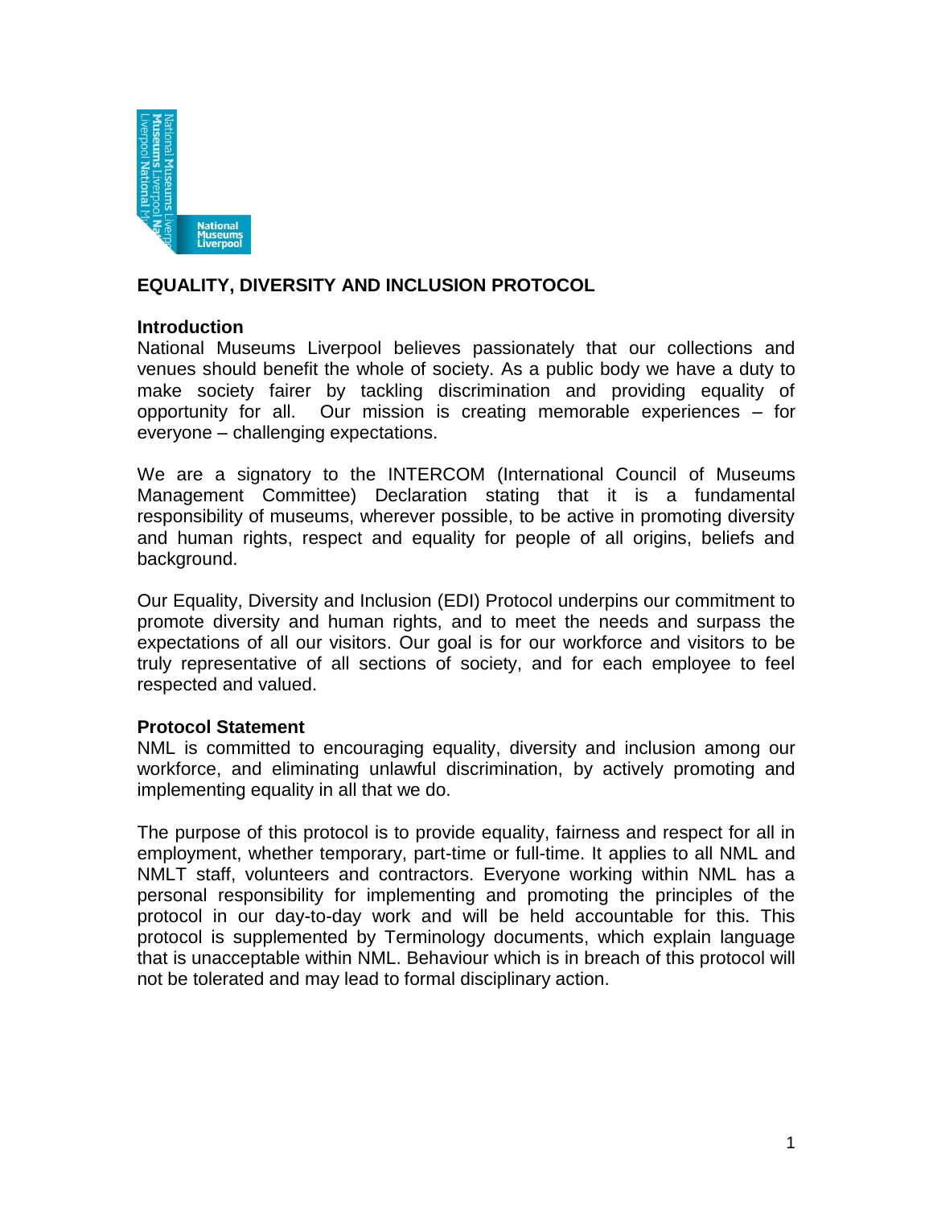# EQUALITY, DIVERSITY AND INCLUSION PROTOCOL

## Introduction

National Museums Liverpool believes passionately that our collections and venues should benefit the whole of society. As a public body we have a duty to make society fairer by tackling discrimination and providing equality of opportunity for all. Our mission is creating memorable experiences – for everyone – challenging expectations.

We are a signatory to the INTERCOM (International Council of Museums Management Committee) Declaration stating that it is a fundamental responsibility of museums, wherever possible, to be active in promoting diversity and human rights, respect and equality for people of all origins, beliefs and background.

Our Equality, Diversity and Inclusion (EDI) Protocol underpins our commitment to promote diversity and human rights, and to meet the needs and surpass the expectations of all our visitors. Our goal is for our workforce and visitors to be truly representative of all sections of society, and for each employee to feel respected and valued.

## Protocol Statement

NML is committed to encouraging equality, diversity and inclusion among our workforce, and eliminating unlawful discrimination, by actively promoting and implementing equality in all that we do.

The purpose of this protocol is to provide equality, fairness and respect for all in employment, whether temporary, part-time or full-time. It applies to all NML and NMLT staff, volunteers and contractors. Everyone working within NML has a personal responsibility for implementing and promoting the principles of the protocol in our day-to-day work and will be held accountable for this. This protocol is supplemented by Terminology documents, which explain language that is unacceptable within NML. Behaviour which is in breach of this protocol will not be tolerated and may lead to formal disciplinary action.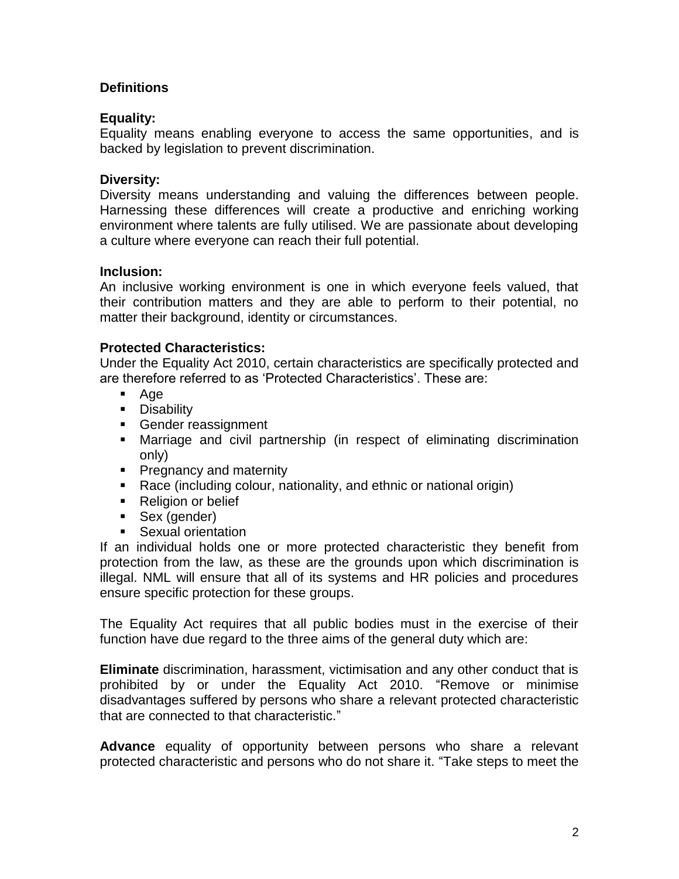## Definitions

**Equality:**
Equality means enabling everyone to access the same opportunities, and is backed by legislation to prevent discrimination.

**Diversity:**
Diversity means understanding and valuing the differences between people. Harnessing these differences will create a productive and enriching working environment where talents are fully utilised. We are passionate about developing a culture where everyone can reach their full potential.

**Inclusion:**
An inclusive working environment is one in which everyone feels valued, that their contribution matters and they are able to perform to their potential, no matter their background, identity or circumstances.

**Protected Characteristics:**
Under the Equality Act 2010, certain characteristics are specifically protected and are therefore referred to as 'Protected Characteristics'. These are:

- Age
- Disability
- Gender reassignment
- Marriage and civil partnership (in respect of eliminating discrimination only)
- Pregnancy and maternity
- Race (including colour, nationality, and ethnic or national origin)
- Religion or belief
- Sex (gender)
- Sexual orientation

If an individual holds one or more protected characteristic they benefit from protection from the law, as these are the grounds upon which discrimination is illegal. NML will ensure that all of its systems and HR policies and procedures ensure specific protection for these groups.

The Equality Act requires that all public bodies must in the exercise of their function have due regard to the three aims of the general duty which are:

**Eliminate** discrimination, harassment, victimisation and any other conduct that is prohibited by or under the Equality Act 2010. "Remove or minimise disadvantages suffered by persons who share a relevant protected characteristic that are connected to that characteristic."

**Advance** equality of opportunity between persons who share a relevant protected characteristic and persons who do not share it. "Take steps to meet the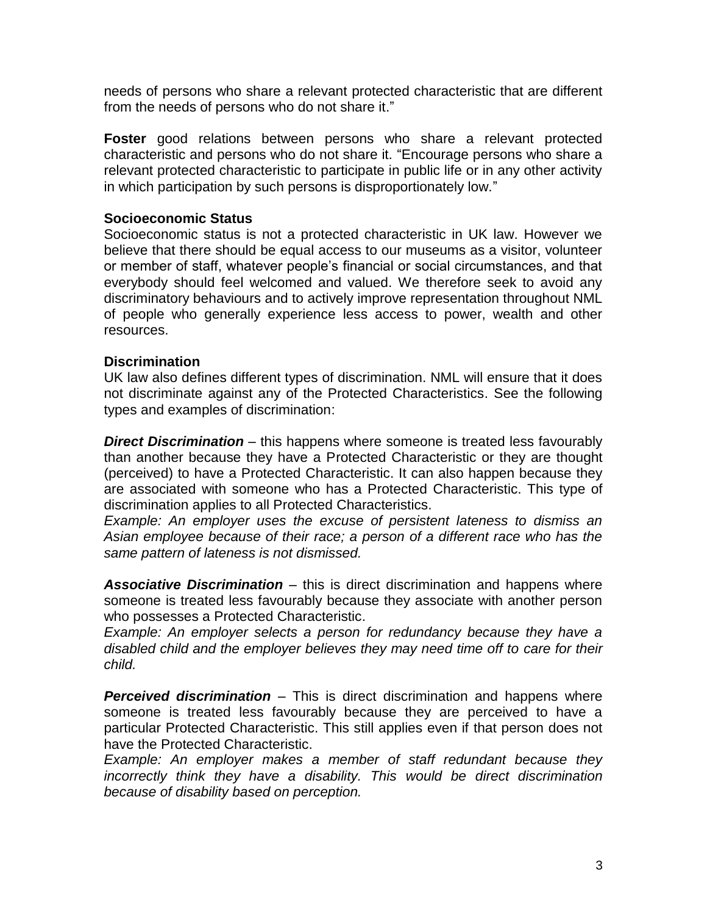needs of persons who share a relevant protected characteristic that are different from the needs of persons who do not share it."

**Foster** good relations between persons who share a relevant protected characteristic and persons who do not share it. "Encourage persons who share a relevant protected characteristic to participate in public life or in any other activity in which participation by such persons is disproportionately low."

**Socioeconomic Status**

Socioeconomic status is not a protected characteristic in UK law. However we believe that there should be equal access to our museums as a visitor, volunteer or member of staff, whatever people's financial or social circumstances, and that everybody should feel welcomed and valued. We therefore seek to avoid any discriminatory behaviours and to actively improve representation throughout NML of people who generally experience less access to power, wealth and other resources.

**Discrimination**

UK law also defines different types of discrimination. NML will ensure that it does not discriminate against any of the Protected Characteristics. See the following types and examples of discrimination:

***Direct Discrimination*** – this happens where someone is treated less favourably than another because they have a Protected Characteristic or they are thought (perceived) to have a Protected Characteristic. It can also happen because they are associated with someone who has a Protected Characteristic. This type of discrimination applies to all Protected Characteristics.

*Example: An employer uses the excuse of persistent lateness to dismiss an Asian employee because of their race; a person of a different race who has the same pattern of lateness is not dismissed.*

***Associative Discrimination*** – this is direct discrimination and happens where someone is treated less favourably because they associate with another person who possesses a Protected Characteristic.

*Example: An employer selects a person for redundancy because they have a disabled child and the employer believes they may need time off to care for their child.*

***Perceived discrimination*** – This is direct discrimination and happens where someone is treated less favourably because they are perceived to have a particular Protected Characteristic. This still applies even if that person does not have the Protected Characteristic.

*Example: An employer makes a member of staff redundant because they incorrectly think they have a disability. This would be direct discrimination because of disability based on perception.*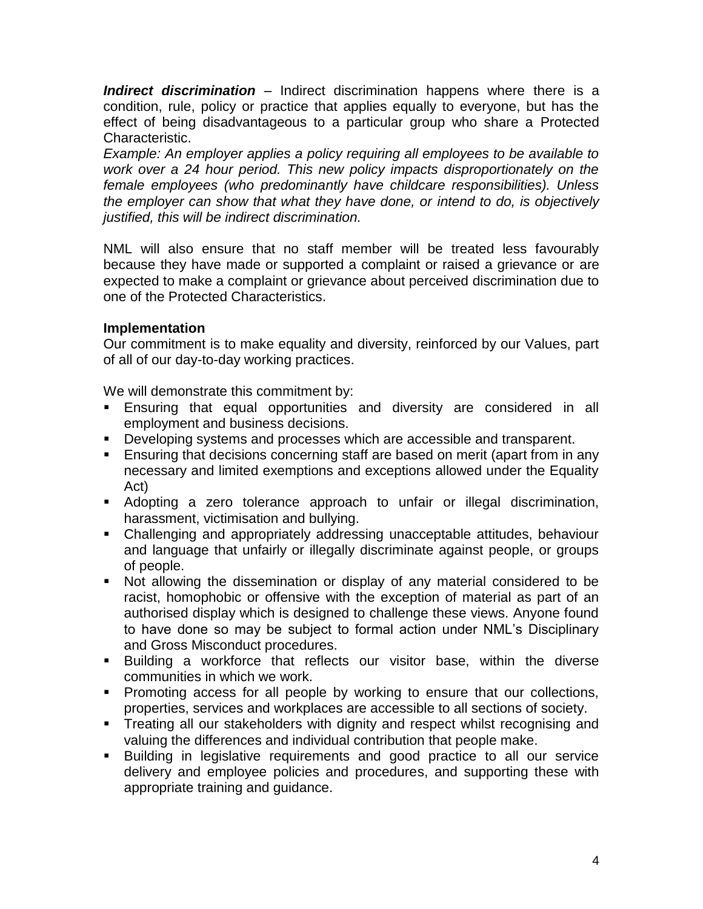***Indirect discrimination*** – Indirect discrimination happens where there is a condition, rule, policy or practice that applies equally to everyone, but has the effect of being disadvantageous to a particular group who share a Protected Characteristic.

*Example: An employer applies a policy requiring all employees to be available to work over a 24 hour period. This new policy impacts disproportionately on the female employees (who predominantly have childcare responsibilities). Unless the employer can show that what they have done, or intend to do, is objectively justified, this will be indirect discrimination.*

NML will also ensure that no staff member will be treated less favourably because they have made or supported a complaint or raised a grievance or are expected to make a complaint or grievance about perceived discrimination due to one of the Protected Characteristics.

**Implementation**

Our commitment is to make equality and diversity, reinforced by our Values, part of all of our day-to-day working practices.

We will demonstrate this commitment by:

- Ensuring that equal opportunities and diversity are considered in all employment and business decisions.
- Developing systems and processes which are accessible and transparent.
- Ensuring that decisions concerning staff are based on merit (apart from in any necessary and limited exemptions and exceptions allowed under the Equality Act)
- Adopting a zero tolerance approach to unfair or illegal discrimination, harassment, victimisation and bullying.
- Challenging and appropriately addressing unacceptable attitudes, behaviour and language that unfairly or illegally discriminate against people, or groups of people.
- Not allowing the dissemination or display of any material considered to be racist, homophobic or offensive with the exception of material as part of an authorised display which is designed to challenge these views. Anyone found to have done so may be subject to formal action under NML's Disciplinary and Gross Misconduct procedures.
- Building a workforce that reflects our visitor base, within the diverse communities in which we work.
- Promoting access for all people by working to ensure that our collections, properties, services and workplaces are accessible to all sections of society.
- Treating all our stakeholders with dignity and respect whilst recognising and valuing the differences and individual contribution that people make.
- Building in legislative requirements and good practice to all our service delivery and employee policies and procedures, and supporting these with appropriate training and guidance.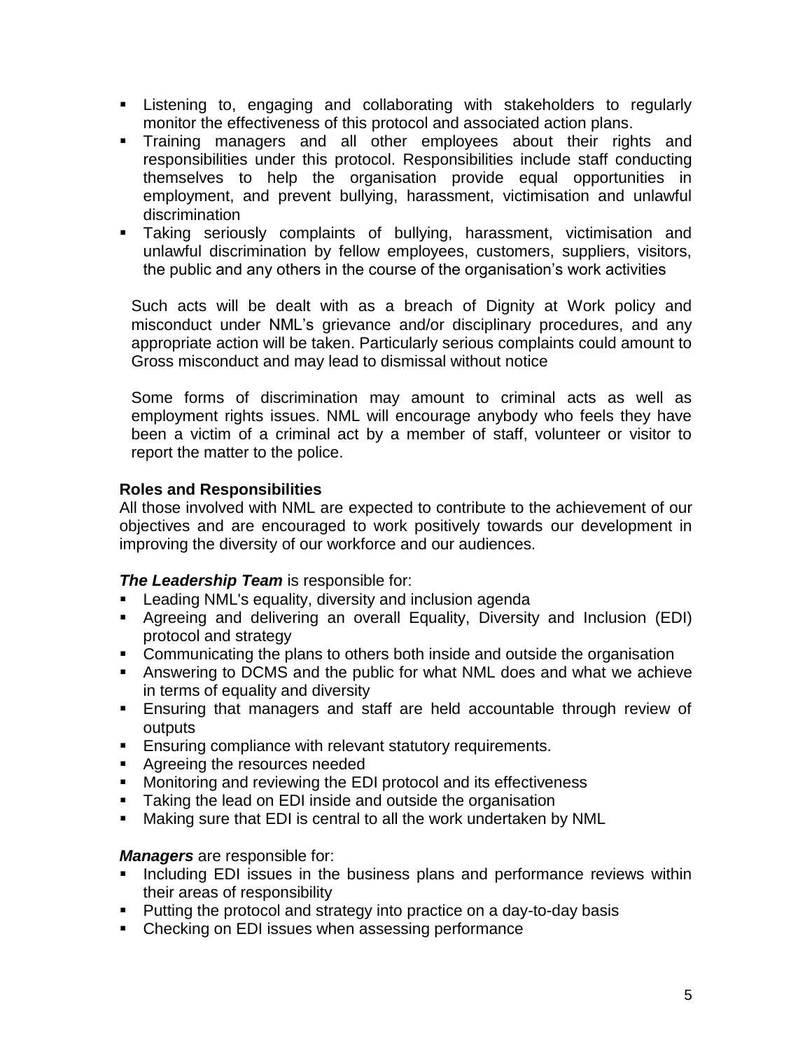- Listening to, engaging and collaborating with stakeholders to regularly monitor the effectiveness of this protocol and associated action plans.
- Training managers and all other employees about their rights and responsibilities under this protocol. Responsibilities include staff conducting themselves to help the organisation provide equal opportunities in employment, and prevent bullying, harassment, victimisation and unlawful discrimination
- Taking seriously complaints of bullying, harassment, victimisation and unlawful discrimination by fellow employees, customers, suppliers, visitors, the public and any others in the course of the organisation's work activities

  Such acts will be dealt with as a breach of Dignity at Work policy and misconduct under NML's grievance and/or disciplinary procedures, and any appropriate action will be taken. Particularly serious complaints could amount to Gross misconduct and may lead to dismissal without notice

  Some forms of discrimination may amount to criminal acts as well as employment rights issues. NML will encourage anybody who feels they have been a victim of a criminal act by a member of staff, volunteer or visitor to report the matter to the police.

**Roles and Responsibilities**

All those involved with NML are expected to contribute to the achievement of our objectives and are encouraged to work positively towards our development in improving the diversity of our workforce and our audiences.

***The Leadership Team*** is responsible for:

- Leading NML's equality, diversity and inclusion agenda
- Agreeing and delivering an overall Equality, Diversity and Inclusion (EDI) protocol and strategy
- Communicating the plans to others both inside and outside the organisation
- Answering to DCMS and the public for what NML does and what we achieve in terms of equality and diversity
- Ensuring that managers and staff are held accountable through review of outputs
- Ensuring compliance with relevant statutory requirements.
- Agreeing the resources needed
- Monitoring and reviewing the EDI protocol and its effectiveness
- Taking the lead on EDI inside and outside the organisation
- Making sure that EDI is central to all the work undertaken by NML

***Managers*** are responsible for:

- Including EDI issues in the business plans and performance reviews within their areas of responsibility
- Putting the protocol and strategy into practice on a day-to-day basis
- Checking on EDI issues when assessing performance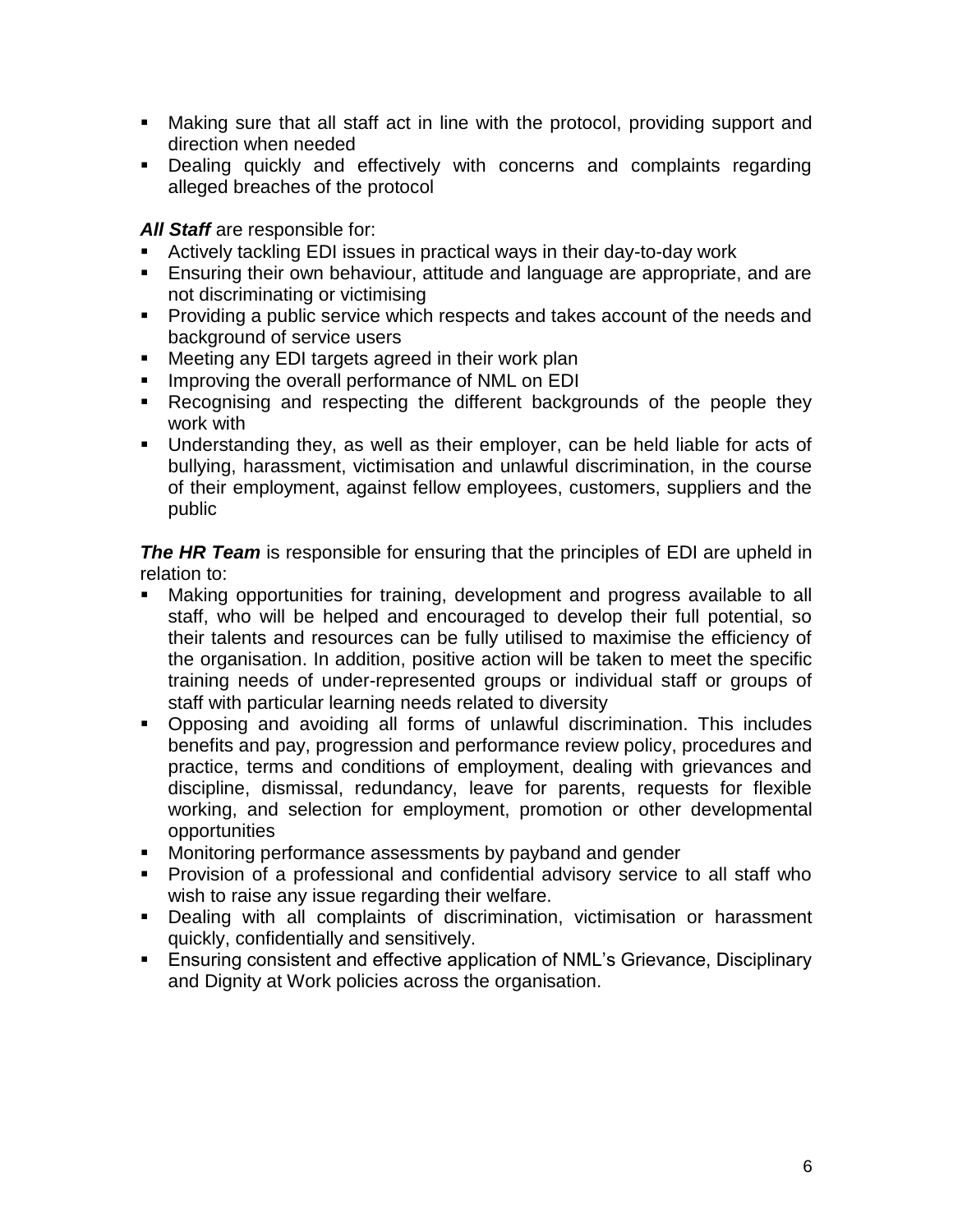- Making sure that all staff act in line with the protocol, providing support and direction when needed
- Dealing quickly and effectively with concerns and complaints regarding alleged breaches of the protocol

***All Staff*** are responsible for:

- Actively tackling EDI issues in practical ways in their day-to-day work
- Ensuring their own behaviour, attitude and language are appropriate, and are not discriminating or victimising
- Providing a public service which respects and takes account of the needs and background of service users
- Meeting any EDI targets agreed in their work plan
- Improving the overall performance of NML on EDI
- Recognising and respecting the different backgrounds of the people they work with
- Understanding they, as well as their employer, can be held liable for acts of bullying, harassment, victimisation and unlawful discrimination, in the course of their employment, against fellow employees, customers, suppliers and the public

***The HR Team*** is responsible for ensuring that the principles of EDI are upheld in relation to:

- Making opportunities for training, development and progress available to all staff, who will be helped and encouraged to develop their full potential, so their talents and resources can be fully utilised to maximise the efficiency of the organisation. In addition, positive action will be taken to meet the specific training needs of under-represented groups or individual staff or groups of staff with particular learning needs related to diversity
- Opposing and avoiding all forms of unlawful discrimination. This includes benefits and pay, progression and performance review policy, procedures and practice, terms and conditions of employment, dealing with grievances and discipline, dismissal, redundancy, leave for parents, requests for flexible working, and selection for employment, promotion or other developmental opportunities
- Monitoring performance assessments by payband and gender
- Provision of a professional and confidential advisory service to all staff who wish to raise any issue regarding their welfare.
- Dealing with all complaints of discrimination, victimisation or harassment quickly, confidentially and sensitively.
- Ensuring consistent and effective application of NML's Grievance, Disciplinary and Dignity at Work policies across the organisation.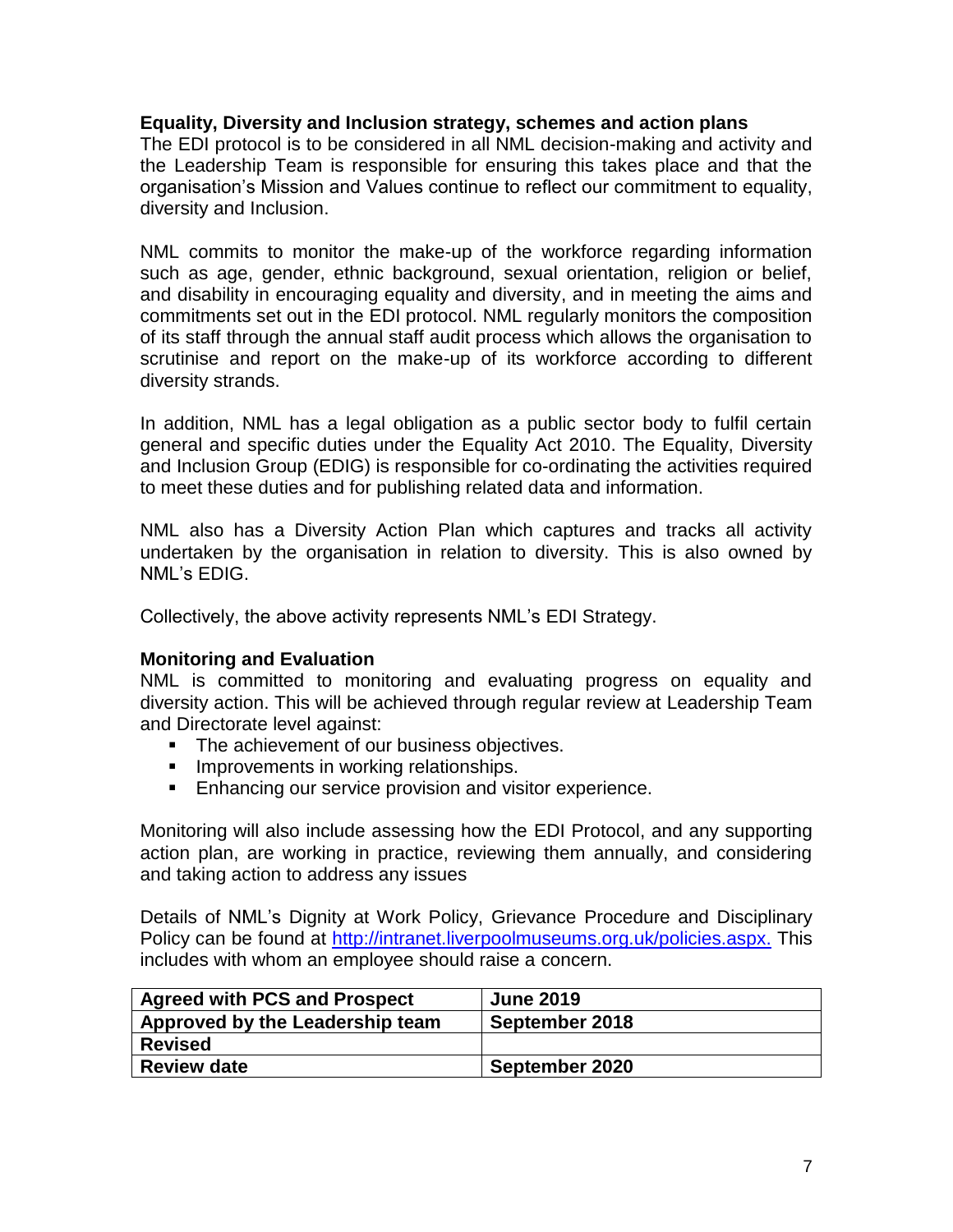**Equality, Diversity and Inclusion strategy, schemes and action plans**

The EDI protocol is to be considered in all NML decision-making and activity and the Leadership Team is responsible for ensuring this takes place and that the organisation's Mission and Values continue to reflect our commitment to equality, diversity and Inclusion.

NML commits to monitor the make-up of the workforce regarding information such as age, gender, ethnic background, sexual orientation, religion or belief, and disability in encouraging equality and diversity, and in meeting the aims and commitments set out in the EDI protocol. NML regularly monitors the composition of its staff through the annual staff audit process which allows the organisation to scrutinise and report on the make-up of its workforce according to different diversity strands.

In addition, NML has a legal obligation as a public sector body to fulfil certain general and specific duties under the Equality Act 2010. The Equality, Diversity and Inclusion Group (EDIG) is responsible for co-ordinating the activities required to meet these duties and for publishing related data and information.

NML also has a Diversity Action Plan which captures and tracks all activity undertaken by the organisation in relation to diversity. This is also owned by NML's EDIG.

Collectively, the above activity represents NML's EDI Strategy.

**Monitoring and Evaluation**

NML is committed to monitoring and evaluating progress on equality and diversity action. This will be achieved through regular review at Leadership Team and Directorate level against:

- The achievement of our business objectives.
- Improvements in working relationships.
- Enhancing our service provision and visitor experience.

Monitoring will also include assessing how the EDI Protocol, and any supporting action plan, are working in practice, reviewing them annually, and considering and taking action to address any issues

Details of NML's Dignity at Work Policy, Grievance Procedure and Disciplinary Policy can be found at http://intranet.liverpoolmuseums.org.uk/policies.aspx. This includes with whom an employee should raise a concern.

| **Agreed with PCS and Prospect** | **June 2019** |
|---|---|
| **Approved by the Leadership team** | **September 2018** |
| **Revised** | |
| **Review date** | **September 2020** |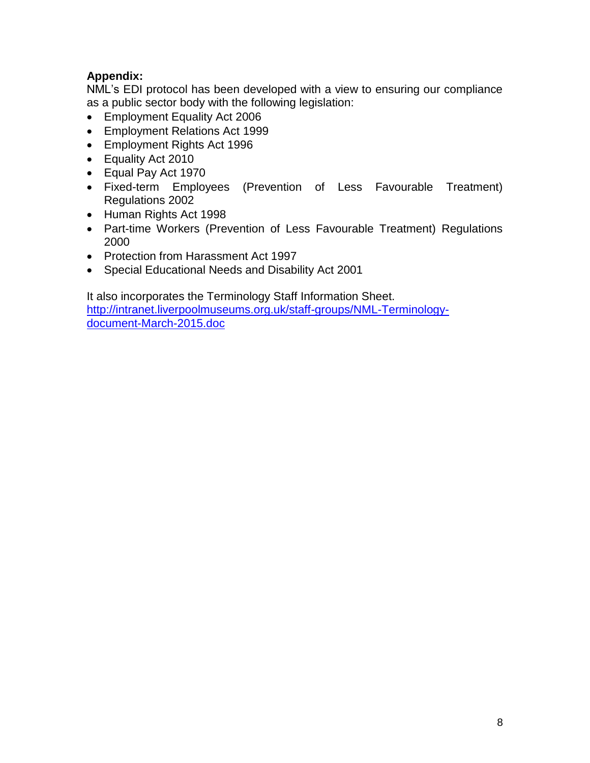**Appendix:**

NML's EDI protocol has been developed with a view to ensuring our compliance as a public sector body with the following legislation:

- Employment Equality Act 2006
- Employment Relations Act 1999
- Employment Rights Act 1996
- Equality Act 2010
- Equal Pay Act 1970
- Fixed-term Employees (Prevention of Less Favourable Treatment) Regulations 2002
- Human Rights Act 1998
- Part-time Workers (Prevention of Less Favourable Treatment) Regulations 2000
- Protection from Harassment Act 1997
- Special Educational Needs and Disability Act 2001

It also incorporates the Terminology Staff Information Sheet.
[http://intranet.liverpoolmuseums.org.uk/staff-groups/NML-Terminology-document-March-2015.doc](http://intranet.liverpoolmuseums.org.uk/staff-groups/NML-Terminology-document-March-2015.doc)